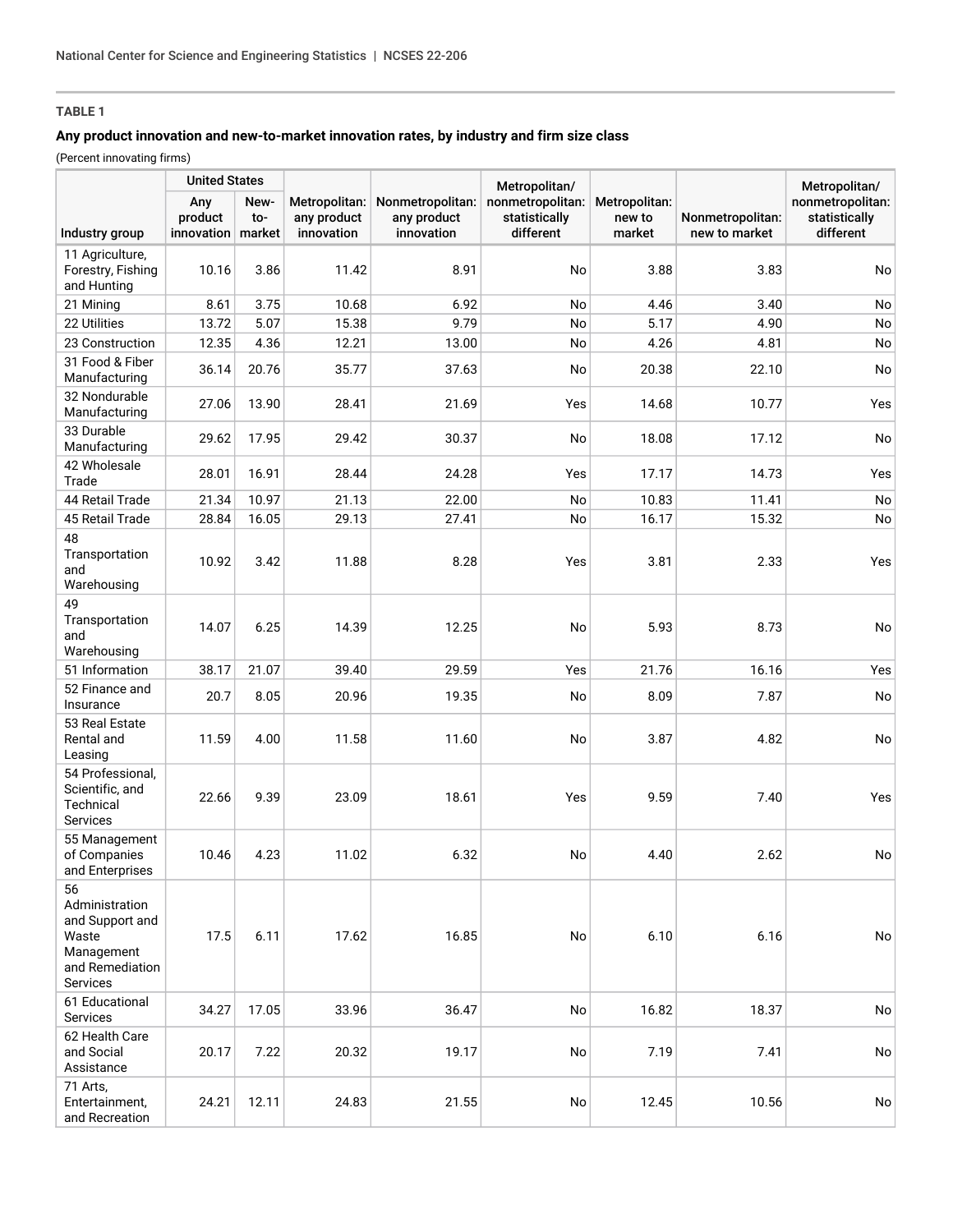**TABLE 1**

**Any product innovation and new-to-market innovation rates, by industry and firm size class**

(Percent innovating firms)

| | United States | | | | | | | |
|---|---|---|---|---|---|---|---|---|
| Industry group | Any product innovation | New-to-market | Metropolitan: any product innovation | Nonmetropolitan: any product innovation | Metropolitan/ nonmetropolitan: statistically different | Metropolitan: new to market | Nonmetropolitan: new to market | Metropolitan/ nonmetropolitan: statistically different |
| 11 Agriculture, Forestry, Fishing and Hunting | 10.16 | 3.86 | 11.42 | 8.91 | No | 3.88 | 3.83 | No |
| 21 Mining | 8.61 | 3.75 | 10.68 | 6.92 | No | 4.46 | 3.40 | No |
| 22 Utilities | 13.72 | 5.07 | 15.38 | 9.79 | No | 5.17 | 4.90 | No |
| 23 Construction | 12.35 | 4.36 | 12.21 | 13.00 | No | 4.26 | 4.81 | No |
| 31 Food & Fiber Manufacturing | 36.14 | 20.76 | 35.77 | 37.63 | No | 20.38 | 22.10 | No |
| 32 Nondurable Manufacturing | 27.06 | 13.90 | 28.41 | 21.69 | Yes | 14.68 | 10.77 | Yes |
| 33 Durable Manufacturing | 29.62 | 17.95 | 29.42 | 30.37 | No | 18.08 | 17.12 | No |
| 42 Wholesale Trade | 28.01 | 16.91 | 28.44 | 24.28 | Yes | 17.17 | 14.73 | Yes |
| 44 Retail Trade | 21.34 | 10.97 | 21.13 | 22.00 | No | 10.83 | 11.41 | No |
| 45 Retail Trade | 28.84 | 16.05 | 29.13 | 27.41 | No | 16.17 | 15.32 | No |
| 48 Transportation and Warehousing | 10.92 | 3.42 | 11.88 | 8.28 | Yes | 3.81 | 2.33 | Yes |
| 49 Transportation and Warehousing | 14.07 | 6.25 | 14.39 | 12.25 | No | 5.93 | 8.73 | No |
| 51 Information | 38.17 | 21.07 | 39.40 | 29.59 | Yes | 21.76 | 16.16 | Yes |
| 52 Finance and Insurance | 20.7 | 8.05 | 20.96 | 19.35 | No | 8.09 | 7.87 | No |
| 53 Real Estate Rental and Leasing | 11.59 | 4.00 | 11.58 | 11.60 | No | 3.87 | 4.82 | No |
| 54 Professional, Scientific, and Technical Services | 22.66 | 9.39 | 23.09 | 18.61 | Yes | 9.59 | 7.40 | Yes |
| 55 Management of Companies and Enterprises | 10.46 | 4.23 | 11.02 | 6.32 | No | 4.40 | 2.62 | No |
| 56 Administration and Support and Waste Management and Remediation Services | 17.5 | 6.11 | 17.62 | 16.85 | No | 6.10 | 6.16 | No |
| 61 Educational Services | 34.27 | 17.05 | 33.96 | 36.47 | No | 16.82 | 18.37 | No |
| 62 Health Care and Social Assistance | 20.17 | 7.22 | 20.32 | 19.17 | No | 7.19 | 7.41 | No |
| 71 Arts, Entertainment, and Recreation | 24.21 | 12.11 | 24.83 | 21.55 | No | 12.45 | 10.56 | No |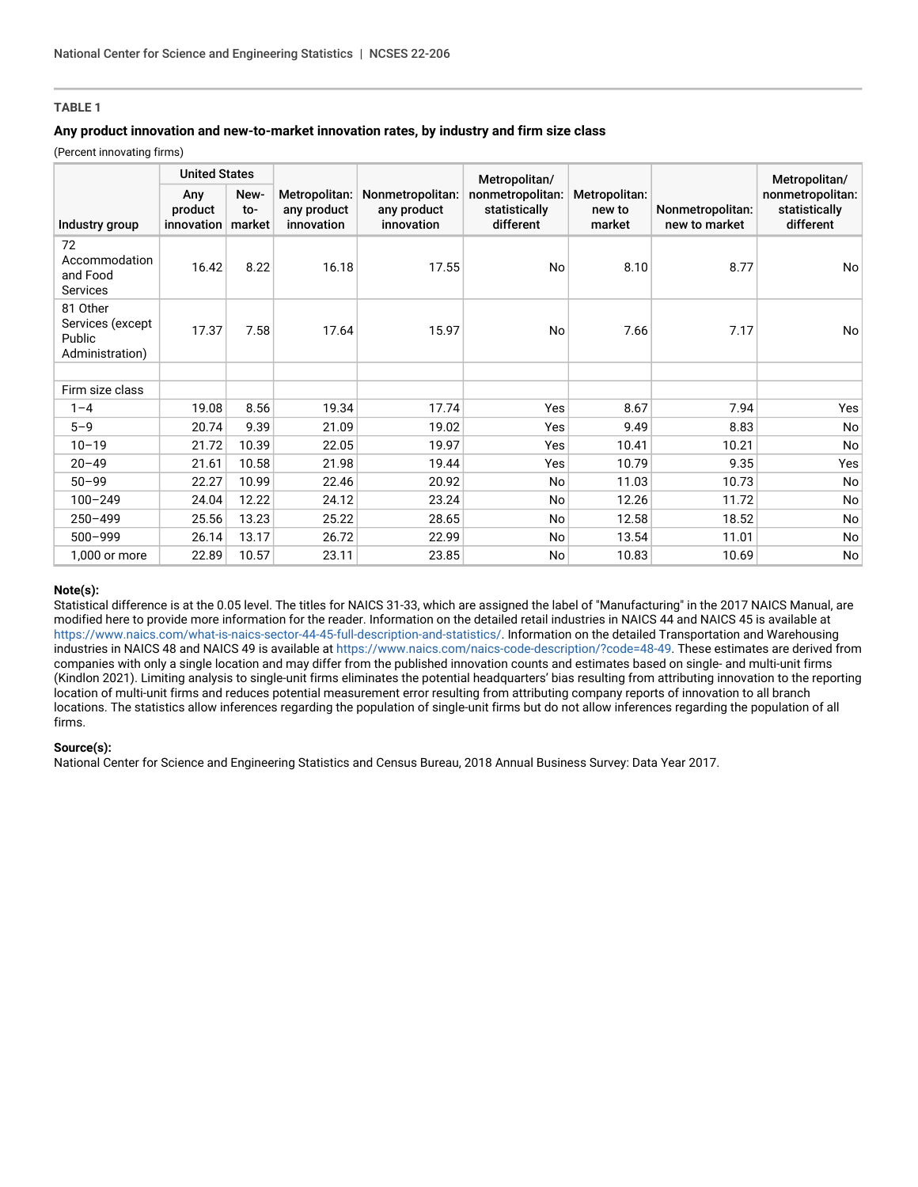TABLE 1

### Any product innovation and new-to-market innovation rates, by industry and firm size class

(Percent innovating firms)

| Industry group | United States | | Metropolitan: any product innovation | Nonmetropolitan: any product innovation | Metropolitan/ nonmetropolitan: statistically different | Metropolitan: new to market | Nonmetropolitan: new to market | Metropolitan/ nonmetropolitan: statistically different |
|---|---|---|---|---|---|---|---|---|
| | Any product innovation | New-to-market | | | | | | |
| 72 Accommodation and Food Services | 16.42 | 8.22 | 16.18 | 17.55 | No | 8.10 | 8.77 | No |
| 81 Other Services (except Public Administration) | 17.37 | 7.58 | 17.64 | 15.97 | No | 7.66 | 7.17 | No |
| | | | | | | | | |
| Firm size class | | | | | | | | |
| 1–4 | 19.08 | 8.56 | 19.34 | 17.74 | Yes | 8.67 | 7.94 | Yes |
| 5–9 | 20.74 | 9.39 | 21.09 | 19.02 | Yes | 9.49 | 8.83 | No |
| 10–19 | 21.72 | 10.39 | 22.05 | 19.97 | Yes | 10.41 | 10.21 | No |
| 20–49 | 21.61 | 10.58 | 21.98 | 19.44 | Yes | 10.79 | 9.35 | Yes |
| 50–99 | 22.27 | 10.99 | 22.46 | 20.92 | No | 11.03 | 10.73 | No |
| 100–249 | 24.04 | 12.22 | 24.12 | 23.24 | No | 12.26 | 11.72 | No |
| 250–499 | 25.56 | 13.23 | 25.22 | 28.65 | No | 12.58 | 18.52 | No |
| 500–999 | 26.14 | 13.17 | 26.72 | 22.99 | No | 13.54 | 11.01 | No |
| 1,000 or more | 22.89 | 10.57 | 23.11 | 23.85 | No | 10.83 | 10.69 | No |

**Note(s):**
Statistical difference is at the 0.05 level. The titles for NAICS 31-33, which are assigned the label of "Manufacturing" in the 2017 NAICS Manual, are modified here to provide more information for the reader. Information on the detailed retail industries in NAICS 44 and NAICS 45 is available at https://www.naics.com/what-is-naics-sector-44-45-full-description-and-statistics/. Information on the detailed Transportation and Warehousing industries in NAICS 48 and NAICS 49 is available at https://www.naics.com/naics-code-description/?code=48-49. These estimates are derived from companies with only a single location and may differ from the published innovation counts and estimates based on single- and multi-unit firms (Kindlon 2021). Limiting analysis to single-unit firms eliminates the potential headquarters' bias resulting from attributing innovation to the reporting location of multi-unit firms and reduces potential measurement error resulting from attributing company reports of innovation to all branch locations. The statistics allow inferences regarding the population of single-unit firms but do not allow inferences regarding the population of all firms.

**Source(s):**
National Center for Science and Engineering Statistics and Census Bureau, 2018 Annual Business Survey: Data Year 2017.